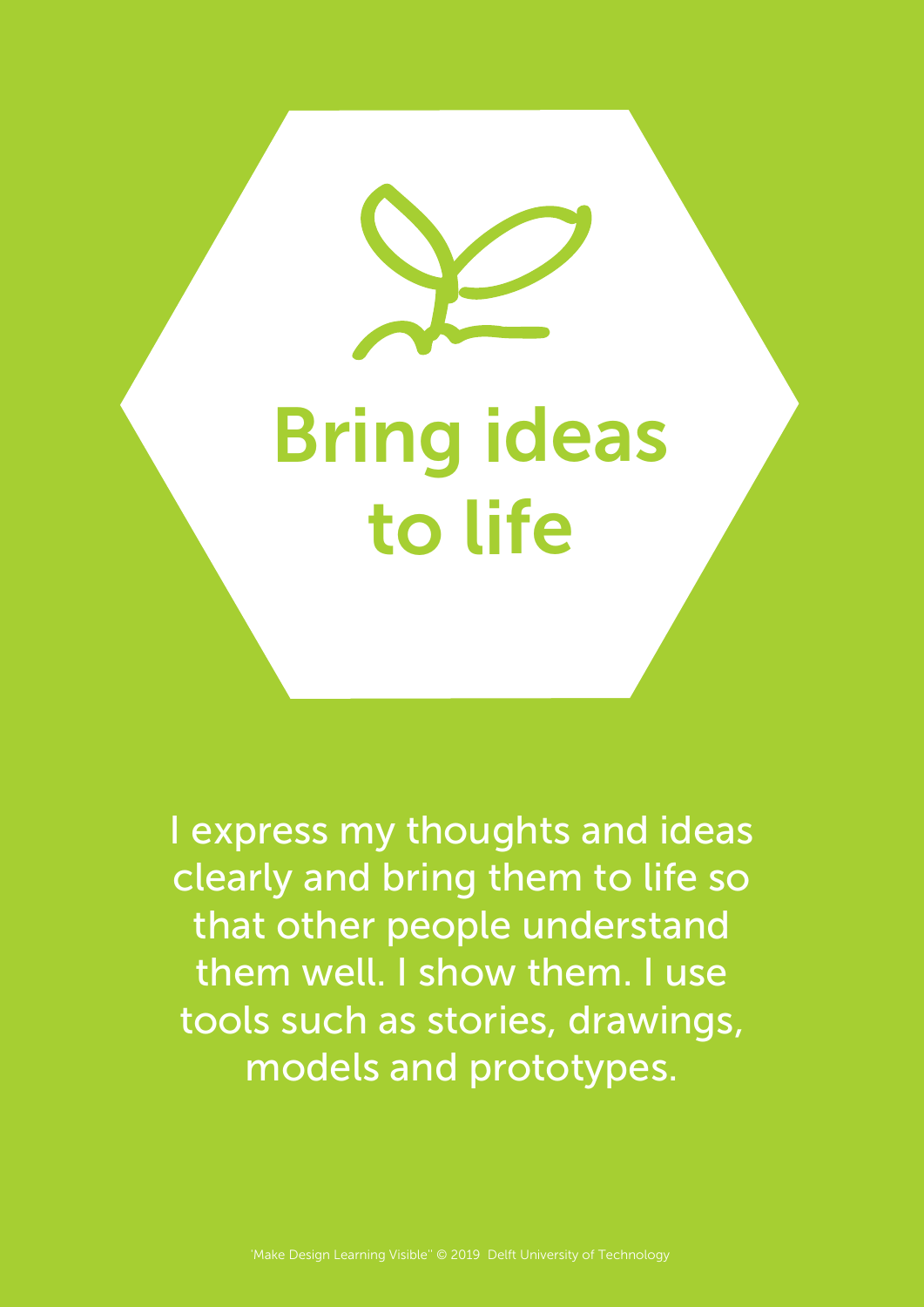# Bring ideas to life

I express my thoughts and ideas clearly and bring them to life so that other people understand them well. I show them. I use tools such as stories, drawings, models and prototypes.

'Make Design Learning Visible" © 2019 Delft University of Technology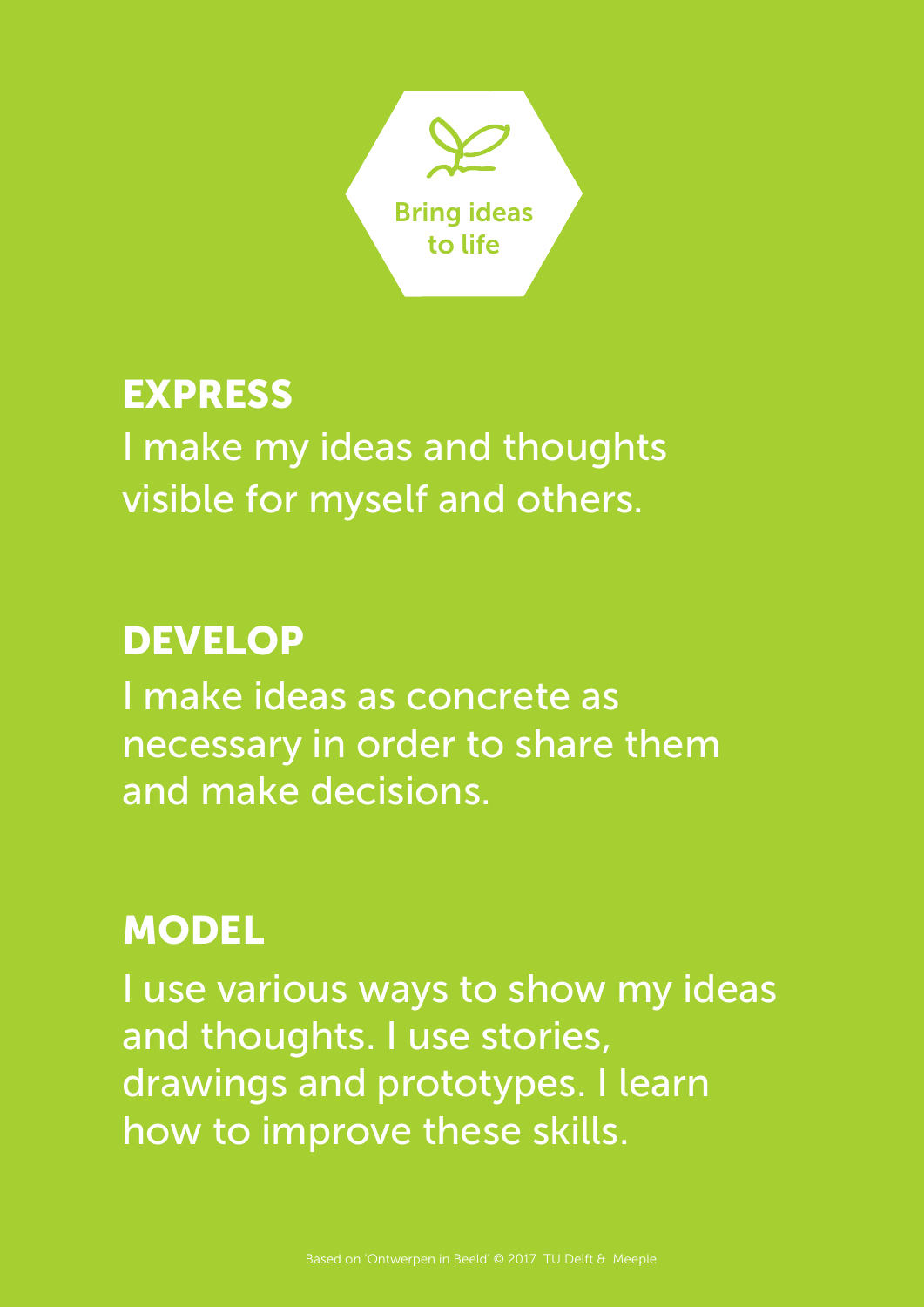Bring ideas to life

## EXPRESS

I make my ideas and thoughts visible for myself and others.

## DEVELOP

I make ideas as concrete as necessary in order to share them and make decisions.

## MODEL

I use various ways to show my ideas and thoughts. I use stories, drawings and prototypes. I learn how to improve these skills.

Based on 'Ontwerpen in Beeld' © 2017 TU Delft & Meeple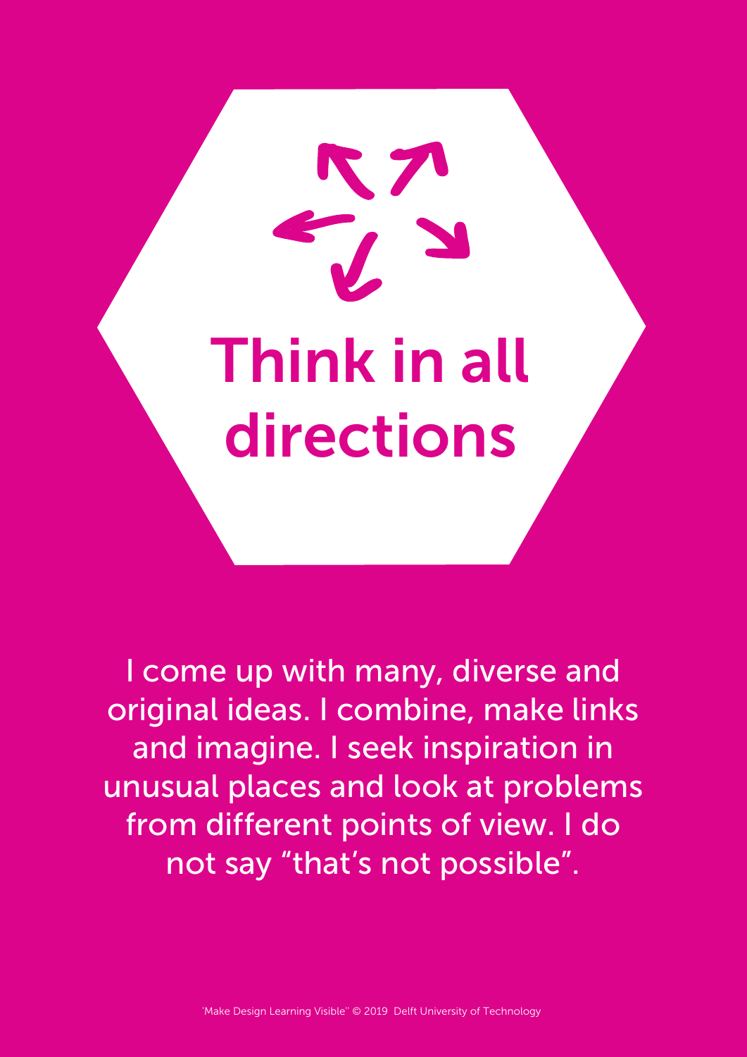# Think in all directions

I come up with many, diverse and original ideas. I combine, make links and imagine. I seek inspiration in unusual places and look at problems from different points of view. I do not say “that’s not possible”.

'Make Design Learning Visible'' © 2019 Delft University of Technology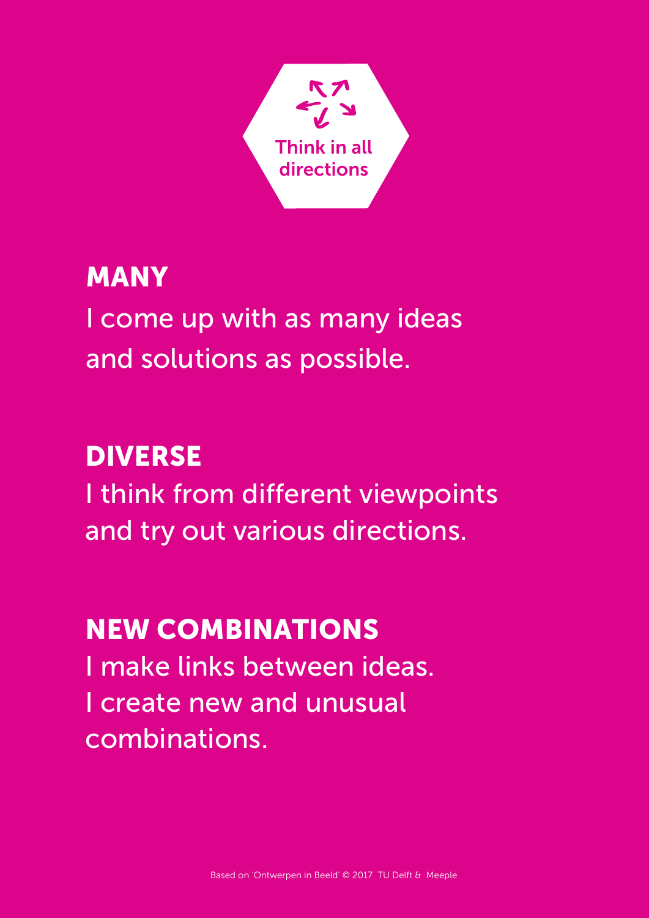Think in all directions

## MANY

I come up with as many ideas and solutions as possible.

## DIVERSE

I think from different viewpoints and try out various directions.

## NEW COMBINATIONS

I make links between ideas. I create new and unusual combinations.

Based on 'Ontwerpen in Beeld' © 2017 TU Delft & Meeple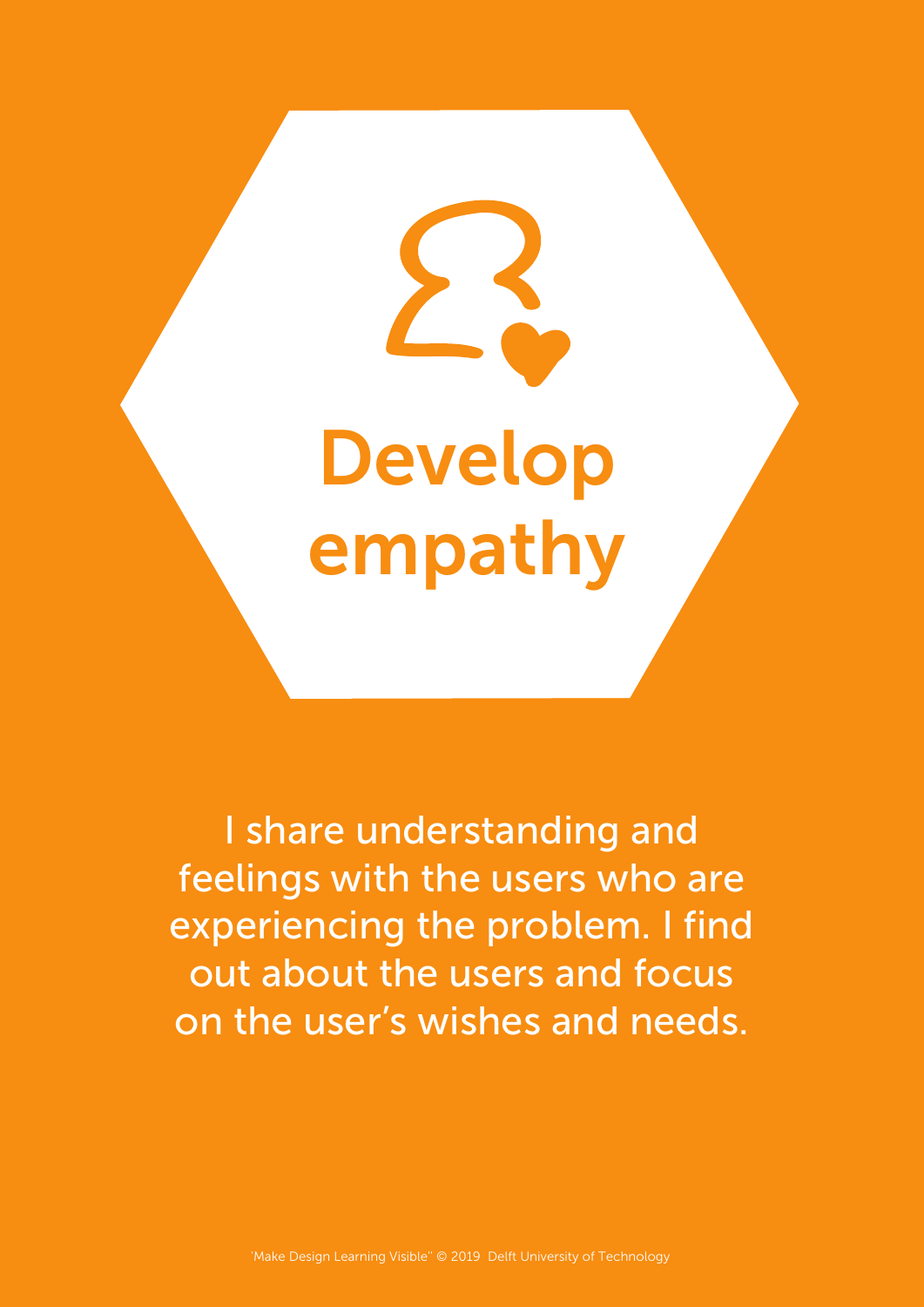# Develop empathy

I share understanding and feelings with the users who are experiencing the problem. I find out about the users and focus on the user's wishes and needs.

'Make Design Learning Visible" © 2019 Delft University of Technology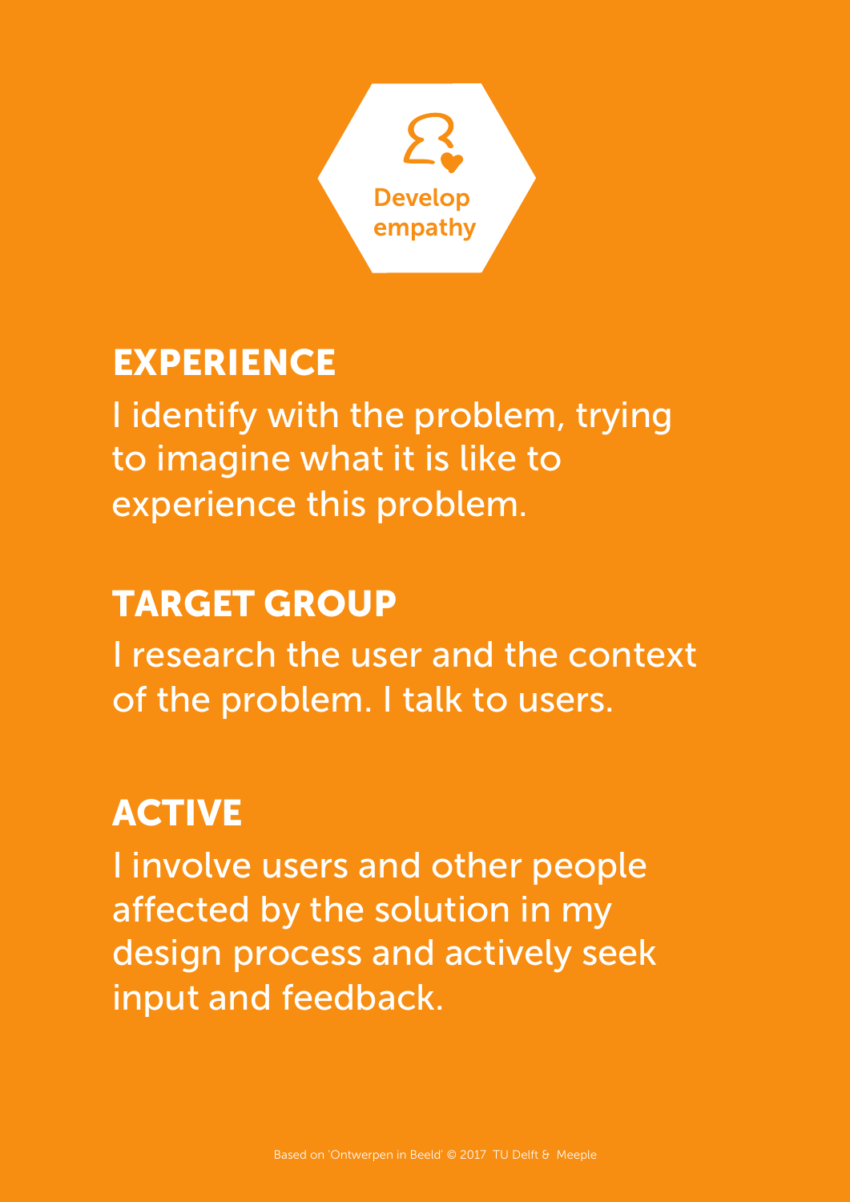Develop empathy

## EXPERIENCE

I identify with the problem, trying to imagine what it is like to experience this problem.

## TARGET GROUP

I research the user and the context of the problem. I talk to users.

## ACTIVE

I involve users and other people affected by the solution in my design process and actively seek input and feedback.

Based on 'Ontwerpen in Beeld' © 2017 TU Delft & Meeple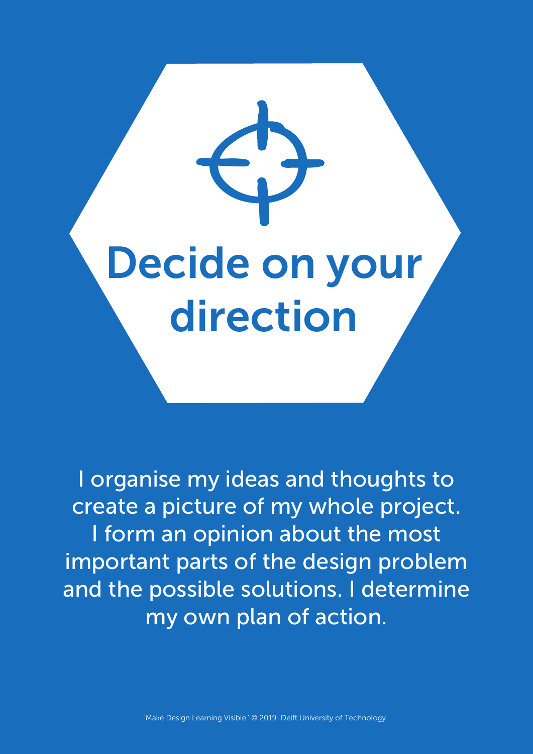# Decide on your direction

I organise my ideas and thoughts to create a picture of my whole project. I form an opinion about the most important parts of the design problem and the possible solutions. I determine my own plan of action.

'Make Design Learning Visible" © 2019 Delft University of Technology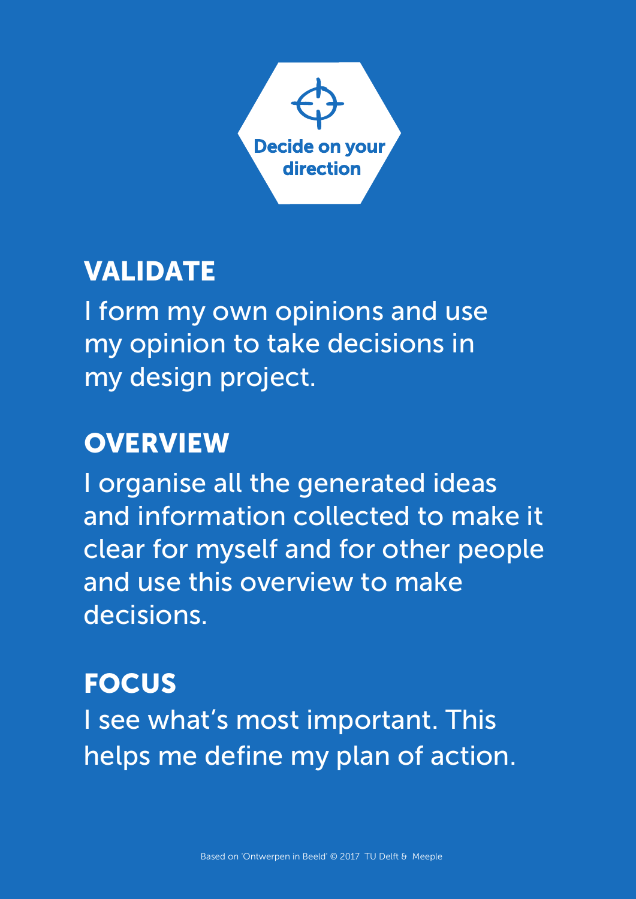**Decide on your direction**

## VALIDATE

I form my own opinions and use my opinion to take decisions in my design project.

## OVERVIEW

I organise all the generated ideas and information collected to make it clear for myself and for other people and use this overview to make decisions.

## FOCUS

I see what's most important. This helps me define my plan of action.

Based on 'Ontwerpen in Beeld' © 2017 TU Delft & Meeple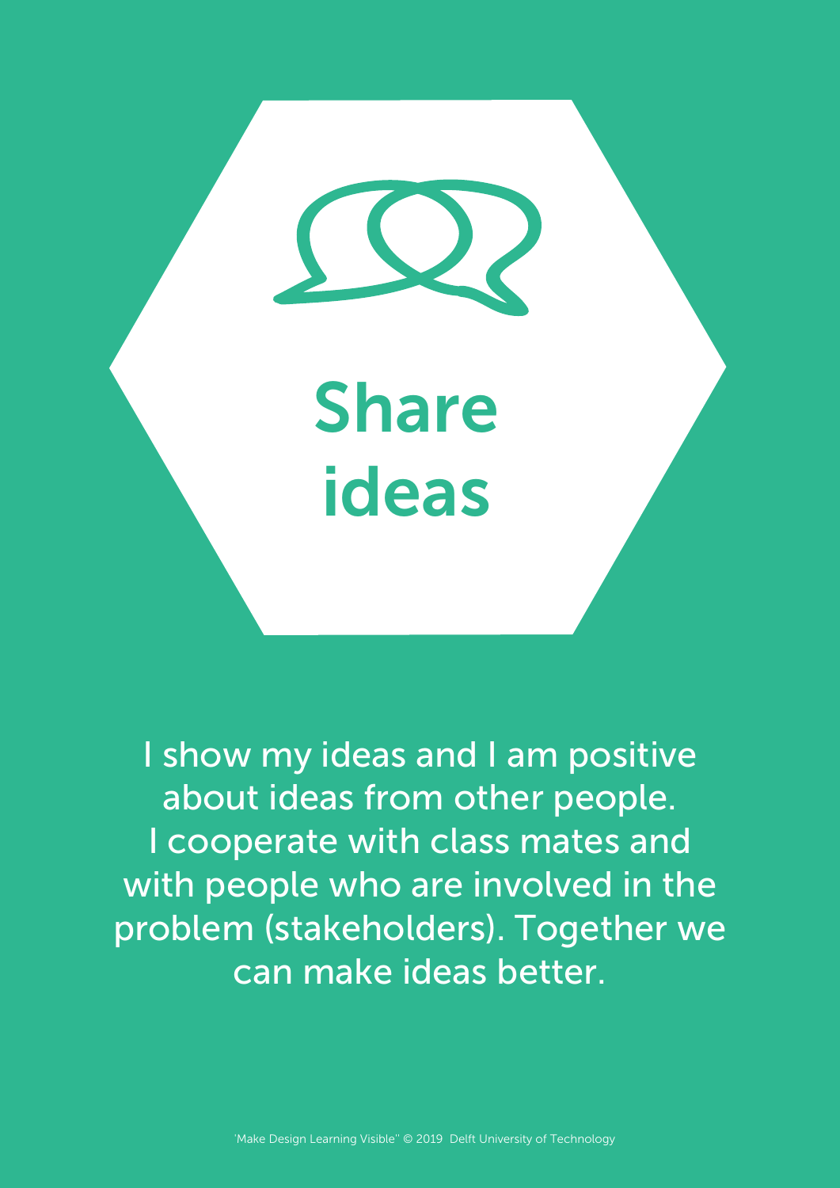# Share ideas

I show my ideas and I am positive about ideas from other people. I cooperate with class mates and with people who are involved in the problem (stakeholders). Together we can make ideas better.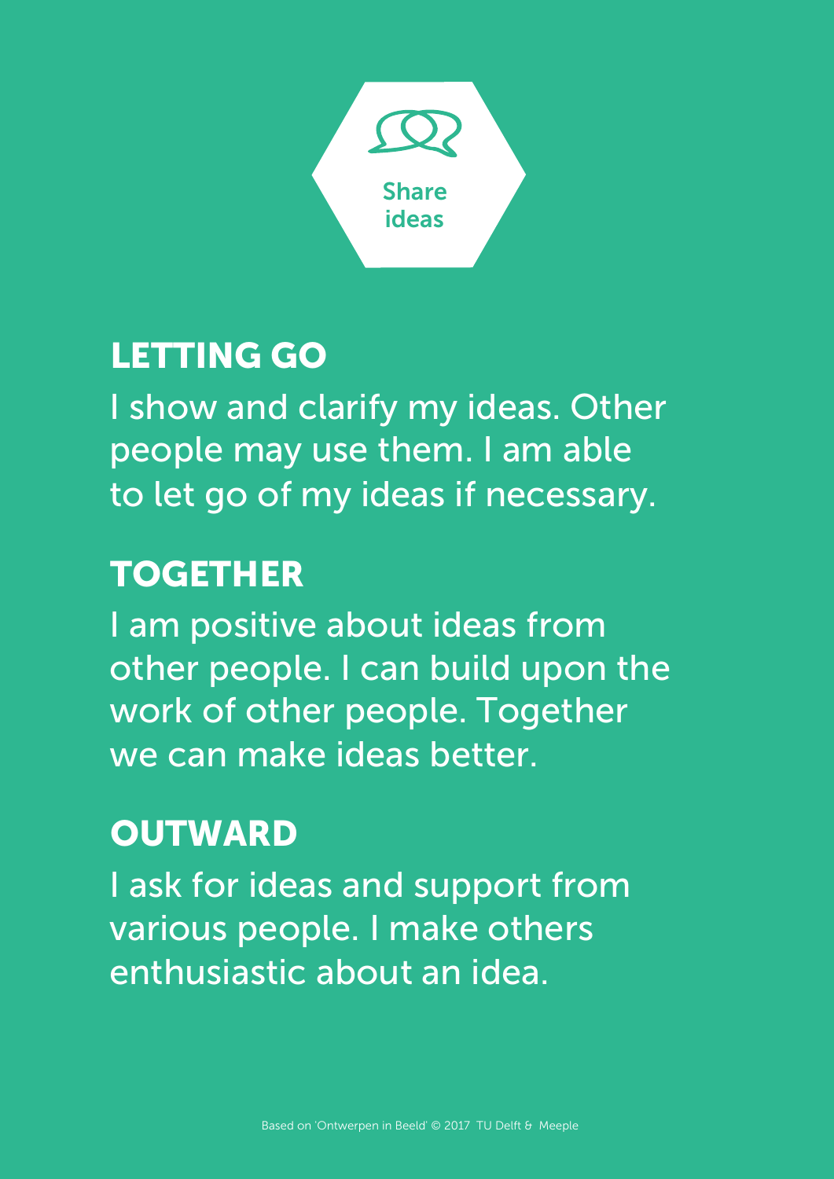# Share ideas

## LETTING GO

I show and clarify my ideas. Other people may use them. I am able to let go of my ideas if necessary.

## TOGETHER

I am positive about ideas from other people. I can build upon the work of other people. Together we can make ideas better.

## OUTWARD

I ask for ideas and support from various people. I make others enthusiastic about an idea.

Based on 'Ontwerpen in Beeld' © 2017 TU Delft & Meeple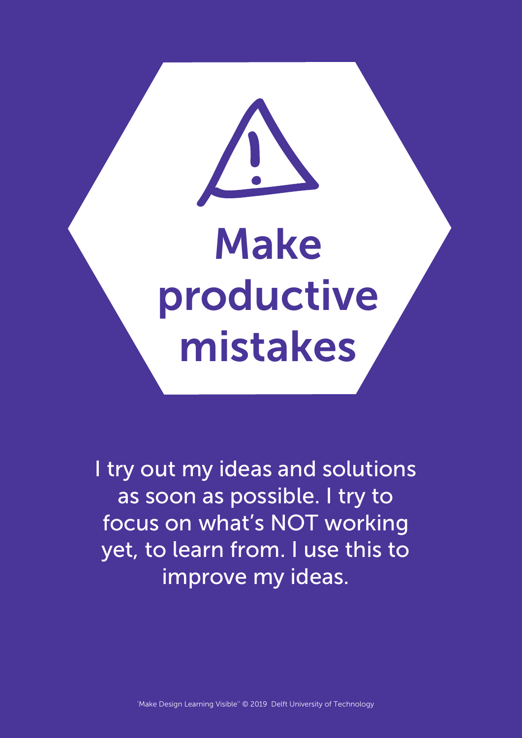# Make productive mistakes

I try out my ideas and solutions as soon as possible. I try to focus on what's NOT working yet, to learn from. I use this to improve my ideas.

'Make Design Learning Visible'' © 2019 Delft University of Technology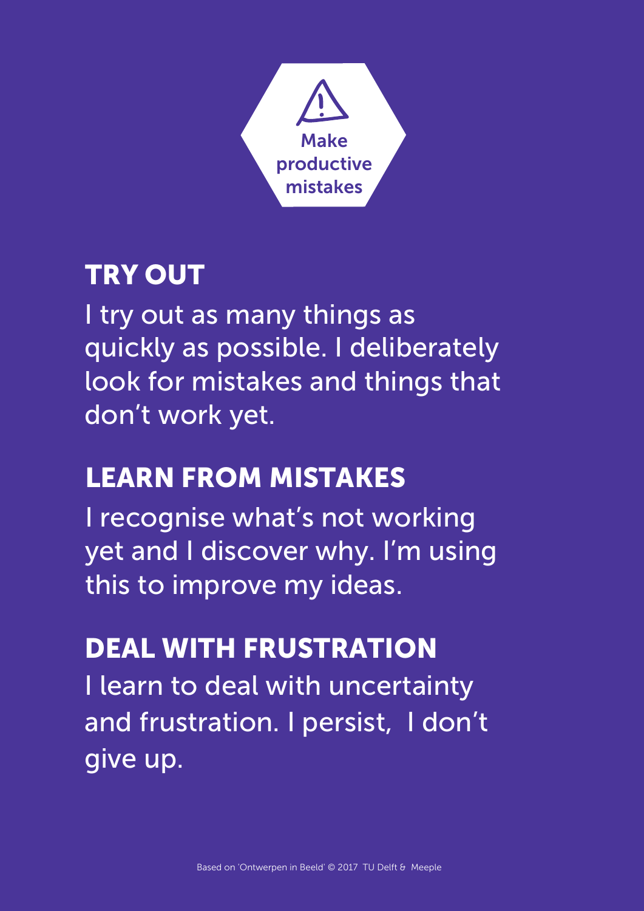Make productive mistakes

## TRY OUT

I try out as many things as quickly as possible. I deliberately look for mistakes and things that don't work yet.

## LEARN FROM MISTAKES

I recognise what's not working yet and I discover why. I'm using this to improve my ideas.

## DEAL WITH FRUSTRATION

I learn to deal with uncertainty and frustration. I persist,  I don't give up.

Based on 'Ontwerpen in Beeld' © 2017  TU Delft &  Meeple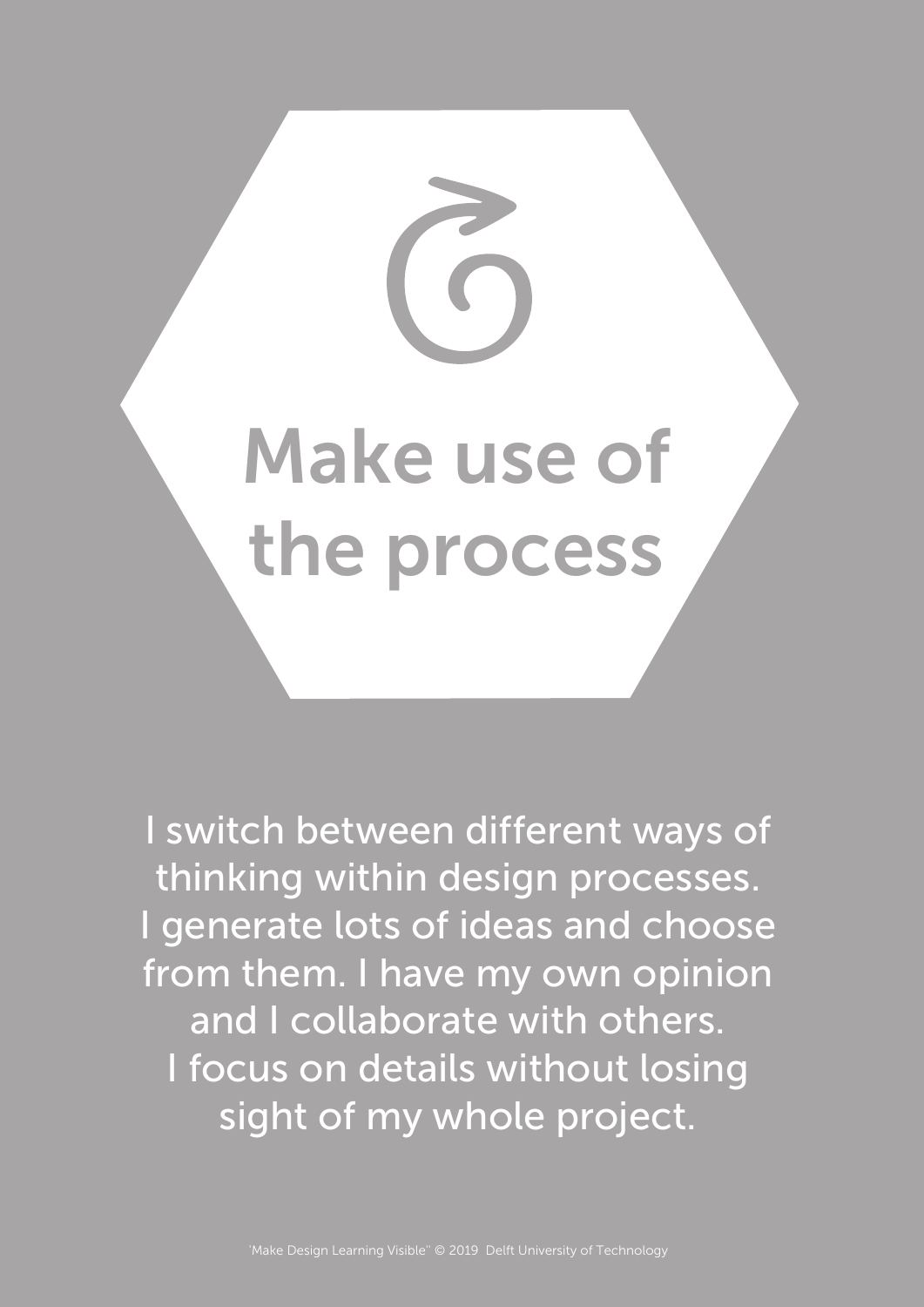# Make use of the process

I switch between different ways of thinking within design processes. I generate lots of ideas and choose from them. I have my own opinion and I collaborate with others. I focus on details without losing sight of my whole project.

'Make Design Learning Visible" © 2019 Delft University of Technology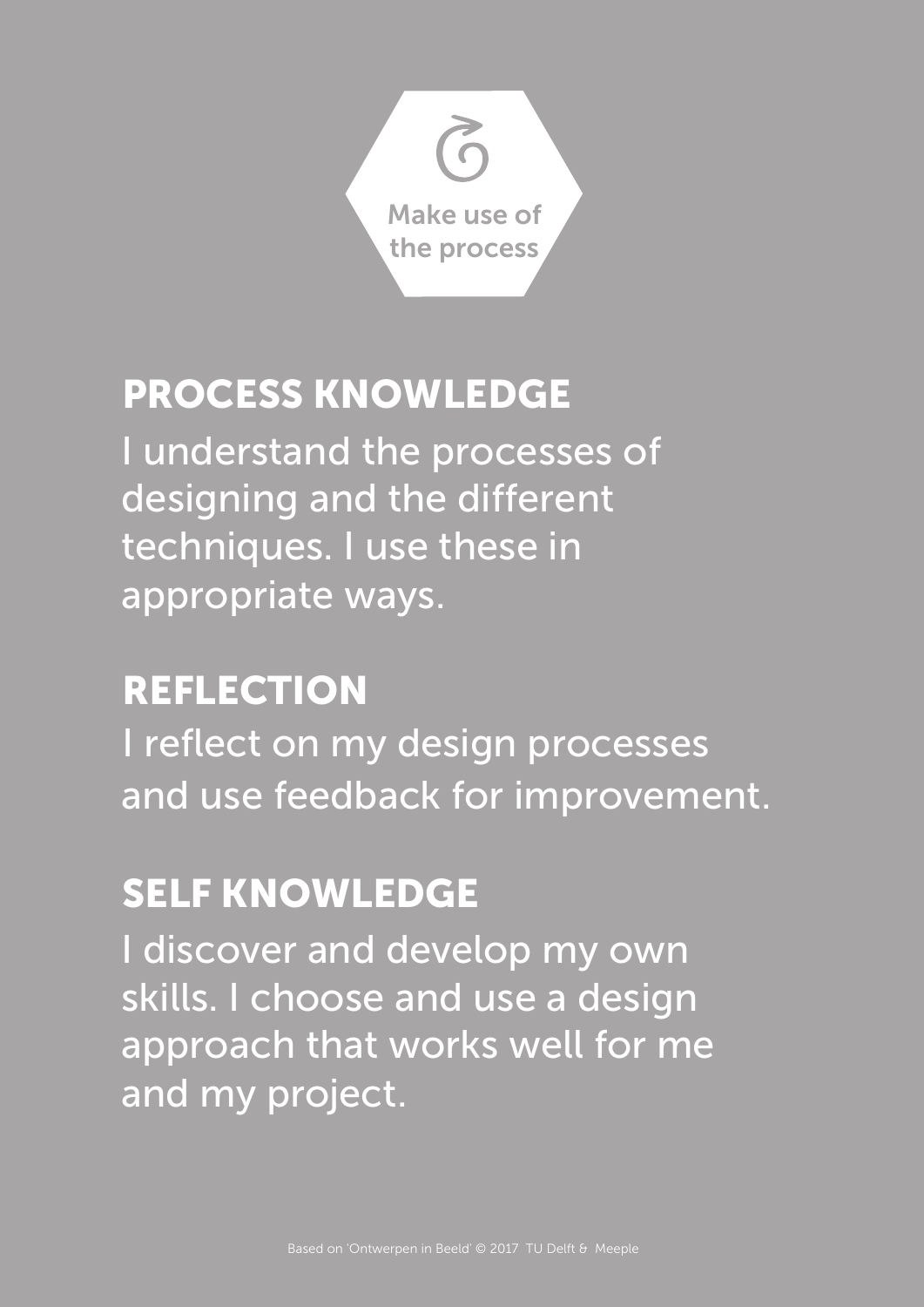Make use of the process

## PROCESS KNOWLEDGE

I understand the processes of designing and the different techniques. I use these in appropriate ways.

## REFLECTION

I reflect on my design processes and use feedback for improvement.

## SELF KNOWLEDGE

I discover and develop my own skills. I choose and use a design approach that works well for me and my project.

Based on 'Ontwerpen in Beeld' © 2017 TU Delft & Meeple